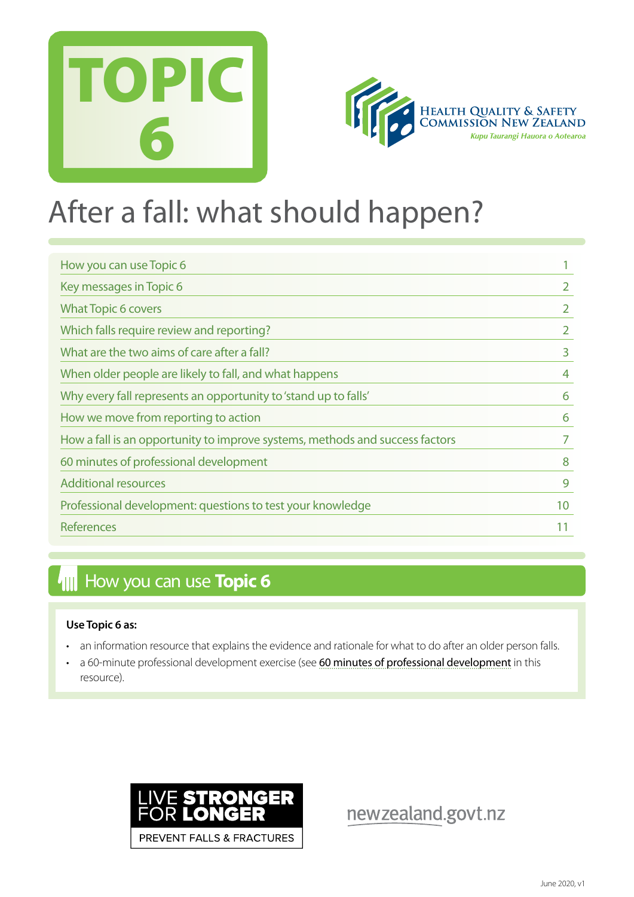# TOPIC 6

Health Quality & Safety Commission New Zealand
*Kupu Taurangi Hauora o Aotearoa*

# After a fall: what should happen?

| | |
|---|---|
| How you can use Topic 6 | 1 |
| Key messages in Topic 6 | 2 |
| What Topic 6 covers | 2 |
| Which falls require review and reporting? | 2 |
| What are the two aims of care after a fall? | 3 |
| When older people are likely to fall, and what happens | 4 |
| Why every fall represents an opportunity to 'stand up to falls' | 6 |
| How we move from reporting to action | 6 |
| How a fall is an opportunity to improve systems, methods and success factors | 7 |
| 60 minutes of professional development | 8 |
| Additional resources | 9 |
| Professional development: questions to test your knowledge | 10 |
| References | 11 |

## How you can use **Topic 6**

**Use Topic 6 as:**

- an information resource that explains the evidence and rationale for what to do after an older person falls.
- a 60-minute professional development exercise (see 60 minutes of professional development in this resource).

LIVE STRONGER FOR LONGER
PREVENT FALLS & FRACTURES

newzealand.govt.nz

June 2020, v1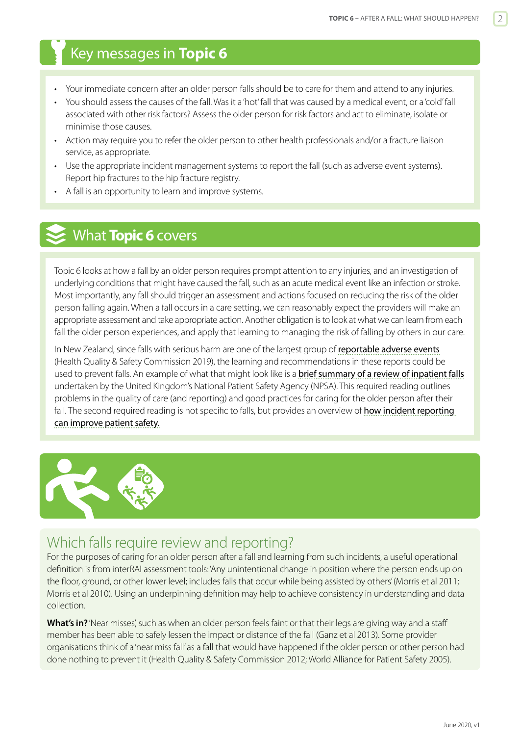## Key messages in **Topic 6**

- Your immediate concern after an older person falls should be to care for them and attend to any injuries.
- You should assess the causes of the fall. Was it a 'hot' fall that was caused by a medical event, or a 'cold' fall associated with other risk factors? Assess the older person for risk factors and act to eliminate, isolate or minimise those causes.
- Action may require you to refer the older person to other health professionals and/or a fracture liaison service, as appropriate.
- Use the appropriate incident management systems to report the fall (such as adverse event systems). Report hip fractures to the hip fracture registry.
- A fall is an opportunity to learn and improve systems.

## What **Topic 6** covers

Topic 6 looks at how a fall by an older person requires prompt attention to any injuries, and an investigation of underlying conditions that might have caused the fall, such as an acute medical event like an infection or stroke. Most importantly, any fall should trigger an assessment and actions focused on reducing the risk of the older person falling again. When a fall occurs in a care setting, we can reasonably expect the providers will make an appropriate assessment and take appropriate action. Another obligation is to look at what we can learn from each fall the older person experiences, and apply that learning to managing the risk of falling by others in our care.

In New Zealand, since falls with serious harm are one of the largest group of reportable adverse events (Health Quality & Safety Commission 2019), the learning and recommendations in these reports could be used to prevent falls. An example of what that might look like is a brief summary of a review of inpatient falls undertaken by the United Kingdom's National Patient Safety Agency (NPSA). This required reading outlines problems in the quality of care (and reporting) and good practices for caring for the older person after their fall. The second required reading is not specific to falls, but provides an overview of how incident reporting can improve patient safety.

## Which falls require review and reporting?

For the purposes of caring for an older person after a fall and learning from such incidents, a useful operational definition is from interRAI assessment tools: 'Any unintentional change in position where the person ends up on the floor, ground, or other lower level; includes falls that occur while being assisted by others' (Morris et al 2011; Morris et al 2010). Using an underpinning definition may help to achieve consistency in understanding and data collection.

**What's in?** 'Near misses', such as when an older person feels faint or that their legs are giving way and a staff member has been able to safely lessen the impact or distance of the fall (Ganz et al 2013). Some provider organisations think of a 'near miss fall' as a fall that would have happened if the older person or other person had done nothing to prevent it (Health Quality & Safety Commission 2012; World Alliance for Patient Safety 2005).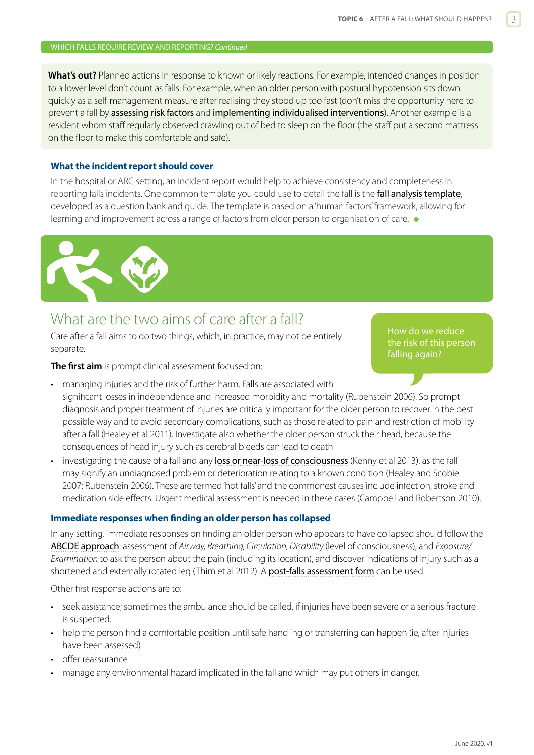WHICH FALLS REQUIRE REVIEW AND REPORTING? *Continued*

**What's out?** Planned actions in response to known or likely reactions. For example, intended changes in position to a lower level don't count as falls. For example, when an older person with postural hypotension sits down quickly as a self-management measure after realising they stood up too fast (don't miss the opportunity here to prevent a fall by assessing risk factors and implementing individualised interventions). Another example is a resident whom staff regularly observed crawling out of bed to sleep on the floor (the staff put a second mattress on the floor to make this comfortable and safe).

### What the incident report should cover

In the hospital or ARC setting, an incident report would help to achieve consistency and completeness in reporting falls incidents. One common template you could use to detail the fall is the fall analysis template, developed as a question bank and guide. The template is based on a 'human factors' framework, allowing for learning and improvement across a range of factors from older person to organisation of care.

## What are the two aims of care after a fall?

How do we reduce the risk of this person falling again?

Care after a fall aims to do two things, which, in practice, may not be entirely separate.

**The first aim** is prompt clinical assessment focused on:

- managing injuries and the risk of further harm. Falls are associated with significant losses in independence and increased morbidity and mortality (Rubenstein 2006). So prompt diagnosis and proper treatment of injuries are critically important for the older person to recover in the best possible way and to avoid secondary complications, such as those related to pain and restriction of mobility after a fall (Healey et al 2011). Investigate also whether the older person struck their head, because the consequences of head injury such as cerebral bleeds can lead to death
- investigating the cause of a fall and any loss or near-loss of consciousness (Kenny et al 2013), as the fall may signify an undiagnosed problem or deterioration relating to a known condition (Healey and Scobie 2007; Rubenstein 2006). These are termed 'hot falls' and the commonest causes include infection, stroke and medication side effects. Urgent medical assessment is needed in these cases (Campbell and Robertson 2010).

### Immediate responses when finding an older person has collapsed

In any setting, immediate responses on finding an older person who appears to have collapsed should follow the ABCDE approach: assessment of *Airway, Breathing, Circulation, Disability* (level of consciousness), and *Exposure/ Examination* to ask the person about the pain (including its location), and discover indications of injury such as a shortened and externally rotated leg (Thim et al 2012). A post-falls assessment form can be used.

Other first response actions are to:

- seek assistance; sometimes the ambulance should be called, if injuries have been severe or a serious fracture is suspected.
- help the person find a comfortable position until safe handling or transferring can happen (ie, after injuries have been assessed)
- offer reassurance
- manage any environmental hazard implicated in the fall and which may put others in danger.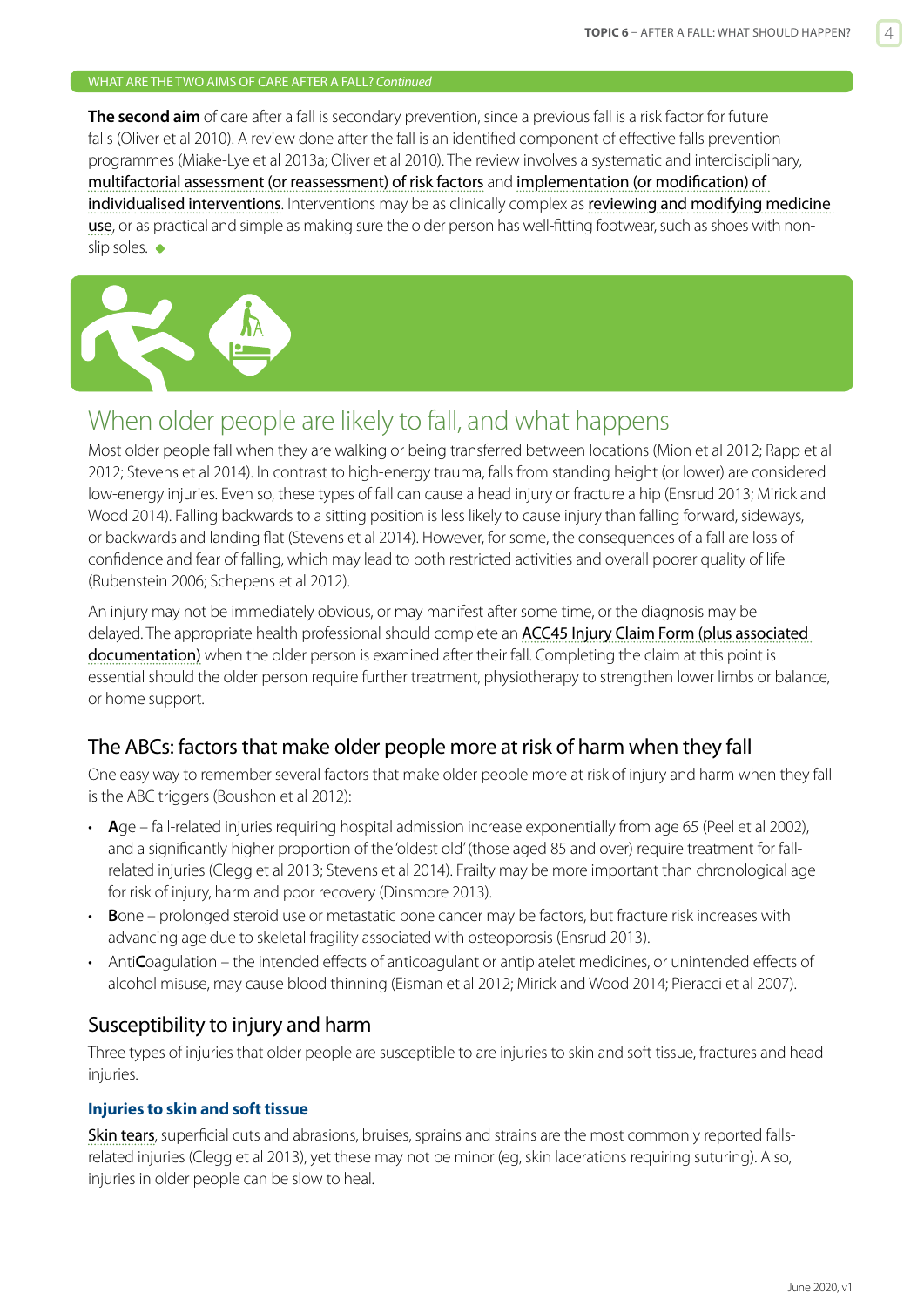WHAT ARE THE TWO AIMS OF CARE AFTER A FALL? *Continued*

**The second aim** of care after a fall is secondary prevention, since a previous fall is a risk factor for future falls (Oliver et al 2010). A review done after the fall is an identified component of effective falls prevention programmes (Miake-Lye et al 2013a; Oliver et al 2010). The review involves a systematic and interdisciplinary, multifactorial assessment (or reassessment) of risk factors and implementation (or modification) of individualised interventions. Interventions may be as clinically complex as reviewing and modifying medicine use, or as practical and simple as making sure the older person has well-fitting footwear, such as shoes with non-slip soles.

## When older people are likely to fall, and what happens

Most older people fall when they are walking or being transferred between locations (Mion et al 2012; Rapp et al 2012; Stevens et al 2014). In contrast to high-energy trauma, falls from standing height (or lower) are considered low-energy injuries. Even so, these types of fall can cause a head injury or fracture a hip (Ensrud 2013; Mirick and Wood 2014). Falling backwards to a sitting position is less likely to cause injury than falling forward, sideways, or backwards and landing flat (Stevens et al 2014). However, for some, the consequences of a fall are loss of confidence and fear of falling, which may lead to both restricted activities and overall poorer quality of life (Rubenstein 2006; Schepens et al 2012).

An injury may not be immediately obvious, or may manifest after some time, or the diagnosis may be delayed. The appropriate health professional should complete an ACC45 Injury Claim Form (plus associated documentation) when the older person is examined after their fall. Completing the claim at this point is essential should the older person require further treatment, physiotherapy to strengthen lower limbs or balance, or home support.

### The ABCs: factors that make older people more at risk of harm when they fall

One easy way to remember several factors that make older people more at risk of injury and harm when they fall is the ABC triggers (Boushon et al 2012):

- **A**ge – fall-related injuries requiring hospital admission increase exponentially from age 65 (Peel et al 2002), and a significantly higher proportion of the 'oldest old' (those aged 85 and over) require treatment for fall-related injuries (Clegg et al 2013; Stevens et al 2014). Frailty may be more important than chronological age for risk of injury, harm and poor recovery (Dinsmore 2013).
- **B**one – prolonged steroid use or metastatic bone cancer may be factors, but fracture risk increases with advancing age due to skeletal fragility associated with osteoporosis (Ensrud 2013).
- Anti**C**oagulation – the intended effects of anticoagulant or antiplatelet medicines, or unintended effects of alcohol misuse, may cause blood thinning (Eisman et al 2012; Mirick and Wood 2014; Pieracci et al 2007).

### Susceptibility to injury and harm

Three types of injuries that older people are susceptible to are injuries to skin and soft tissue, fractures and head injuries.

#### Injuries to skin and soft tissue

Skin tears, superficial cuts and abrasions, bruises, sprains and strains are the most commonly reported falls-related injuries (Clegg et al 2013), yet these may not be minor (eg, skin lacerations requiring suturing). Also, injuries in older people can be slow to heal.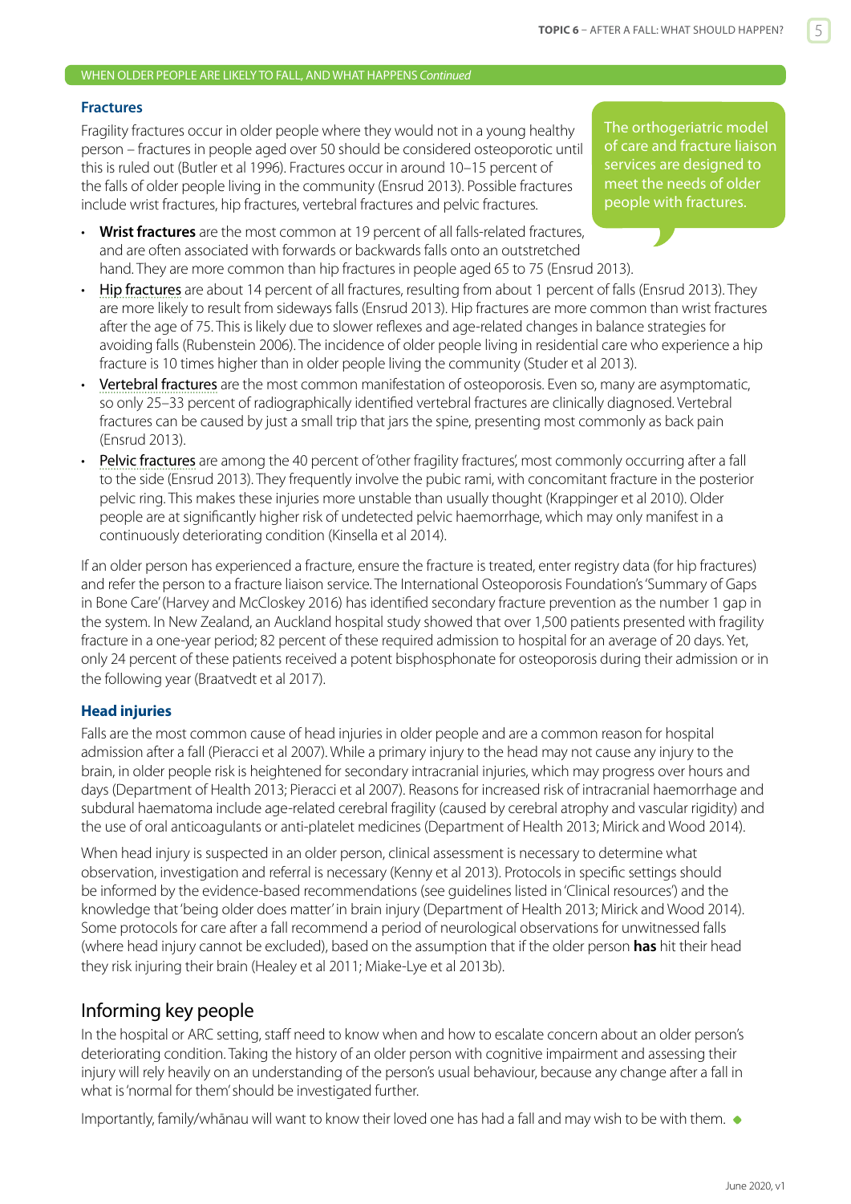WHEN OLDER PEOPLE ARE LIKELY TO FALL, AND WHAT HAPPENS *Continued*

### Fractures

Fragility fractures occur in older people where they would not in a young healthy person – fractures in people aged over 50 should be considered osteoporotic until this is ruled out (Butler et al 1996). Fractures occur in around 10–15 percent of the falls of older people living in the community (Ensrud 2013). Possible fractures include wrist fractures, hip fractures, vertebral fractures and pelvic fractures.

> The orthogeriatric model of care and fracture liaison services are designed to meet the needs of older people with fractures.

- **Wrist fractures** are the most common at 19 percent of all falls-related fractures, and are often associated with forwards or backwards falls onto an outstretched hand. They are more common than hip fractures in people aged 65 to 75 (Ensrud 2013).
- Hip fractures are about 14 percent of all fractures, resulting from about 1 percent of falls (Ensrud 2013). They are more likely to result from sideways falls (Ensrud 2013). Hip fractures are more common than wrist fractures after the age of 75. This is likely due to slower reflexes and age-related changes in balance strategies for avoiding falls (Rubenstein 2006). The incidence of older people living in residential care who experience a hip fracture is 10 times higher than in older people living the community (Studer et al 2013).
- Vertebral fractures are the most common manifestation of osteoporosis. Even so, many are asymptomatic, so only 25–33 percent of radiographically identified vertebral fractures are clinically diagnosed. Vertebral fractures can be caused by just a small trip that jars the spine, presenting most commonly as back pain (Ensrud 2013).
- Pelvic fractures are among the 40 percent of 'other fragility fractures', most commonly occurring after a fall to the side (Ensrud 2013). They frequently involve the pubic rami, with concomitant fracture in the posterior pelvic ring. This makes these injuries more unstable than usually thought (Krappinger et al 2010). Older people are at significantly higher risk of undetected pelvic haemorrhage, which may only manifest in a continuously deteriorating condition (Kinsella et al 2014).

If an older person has experienced a fracture, ensure the fracture is treated, enter registry data (for hip fractures) and refer the person to a fracture liaison service. The International Osteoporosis Foundation's 'Summary of Gaps in Bone Care' (Harvey and McCloskey 2016) has identified secondary fracture prevention as the number 1 gap in the system. In New Zealand, an Auckland hospital study showed that over 1,500 patients presented with fragility fracture in a one-year period; 82 percent of these required admission to hospital for an average of 20 days. Yet, only 24 percent of these patients received a potent bisphosphonate for osteoporosis during their admission or in the following year (Braatvedt et al 2017).

### Head injuries

Falls are the most common cause of head injuries in older people and are a common reason for hospital admission after a fall (Pieracci et al 2007). While a primary injury to the head may not cause any injury to the brain, in older people risk is heightened for secondary intracranial injuries, which may progress over hours and days (Department of Health 2013; Pieracci et al 2007). Reasons for increased risk of intracranial haemorrhage and subdural haematoma include age-related cerebral fragility (caused by cerebral atrophy and vascular rigidity) and the use of oral anticoagulants or anti-platelet medicines (Department of Health 2013; Mirick and Wood 2014).

When head injury is suspected in an older person, clinical assessment is necessary to determine what observation, investigation and referral is necessary (Kenny et al 2013). Protocols in specific settings should be informed by the evidence-based recommendations (see guidelines listed in 'Clinical resources') and the knowledge that 'being older does matter' in brain injury (Department of Health 2013; Mirick and Wood 2014). Some protocols for care after a fall recommend a period of neurological observations for unwitnessed falls (where head injury cannot be excluded), based on the assumption that if the older person **has** hit their head they risk injuring their brain (Healey et al 2011; Miake-Lye et al 2013b).

## Informing key people

In the hospital or ARC setting, staff need to know when and how to escalate concern about an older person's deteriorating condition. Taking the history of an older person with cognitive impairment and assessing their injury will rely heavily on an understanding of the person's usual behaviour, because any change after a fall in what is 'normal for them' should be investigated further.

Importantly, family/whānau will want to know their loved one has had a fall and may wish to be with them.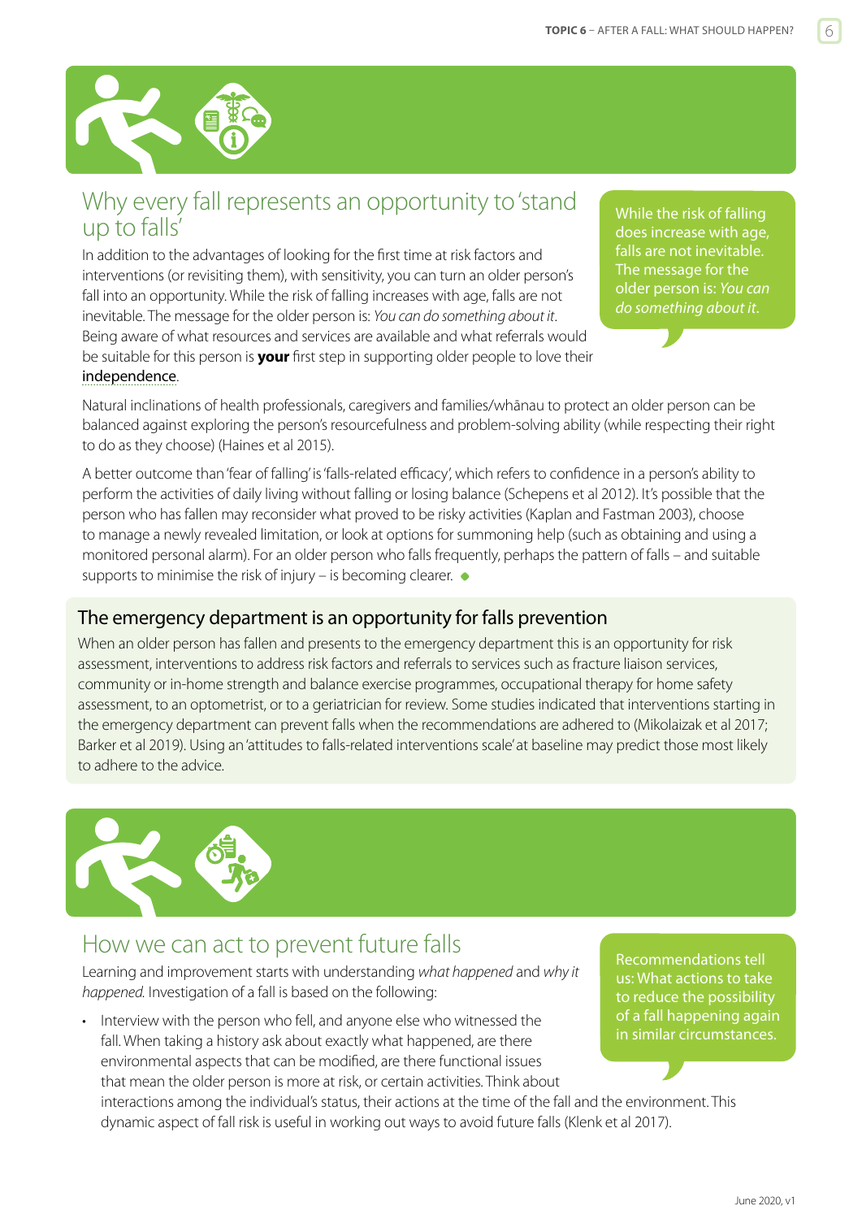## Why every fall represents an opportunity to 'stand up to falls'

In addition to the advantages of looking for the first time at risk factors and interventions (or revisiting them), with sensitivity, you can turn an older person's fall into an opportunity. While the risk of falling increases with age, falls are not inevitable. The message for the older person is: *You can do something about it*. Being aware of what resources and services are available and what referrals would be suitable for this person is **your** first step in supporting older people to love their independence.

> While the risk of falling does increase with age, falls are not inevitable. The message for the older person is: *You can do something about it*.

Natural inclinations of health professionals, caregivers and families/whānau to protect an older person can be balanced against exploring the person's resourcefulness and problem-solving ability (while respecting their right to do as they choose) (Haines et al 2015).

A better outcome than 'fear of falling' is 'falls-related efficacy', which refers to confidence in a person's ability to perform the activities of daily living without falling or losing balance (Schepens et al 2012). It's possible that the person who has fallen may reconsider what proved to be risky activities (Kaplan and Fastman 2003), choose to manage a newly revealed limitation, or look at options for summoning help (such as obtaining and using a monitored personal alarm). For an older person who falls frequently, perhaps the pattern of falls – and suitable supports to minimise the risk of injury – is becoming clearer.

### The emergency department is an opportunity for falls prevention

When an older person has fallen and presents to the emergency department this is an opportunity for risk assessment, interventions to address risk factors and referrals to services such as fracture liaison services, community or in-home strength and balance exercise programmes, occupational therapy for home safety assessment, to an optometrist, or to a geriatrician for review. Some studies indicated that interventions starting in the emergency department can prevent falls when the recommendations are adhered to (Mikolaizak et al 2017; Barker et al 2019). Using an 'attitudes to falls-related interventions scale' at baseline may predict those most likely to adhere to the advice.

## How we can act to prevent future falls

Learning and improvement starts with understanding *what happened* and *why it happened*. Investigation of a fall is based on the following:

> Recommendations tell us: What actions to take to reduce the possibility of a fall happening again in similar circumstances.

- Interview with the person who fell, and anyone else who witnessed the fall. When taking a history ask about exactly what happened, are there environmental aspects that can be modified, are there functional issues that mean the older person is more at risk, or certain activities. Think about interactions among the individual's status, their actions at the time of the fall and the environment. This dynamic aspect of fall risk is useful in working out ways to avoid future falls (Klenk et al 2017).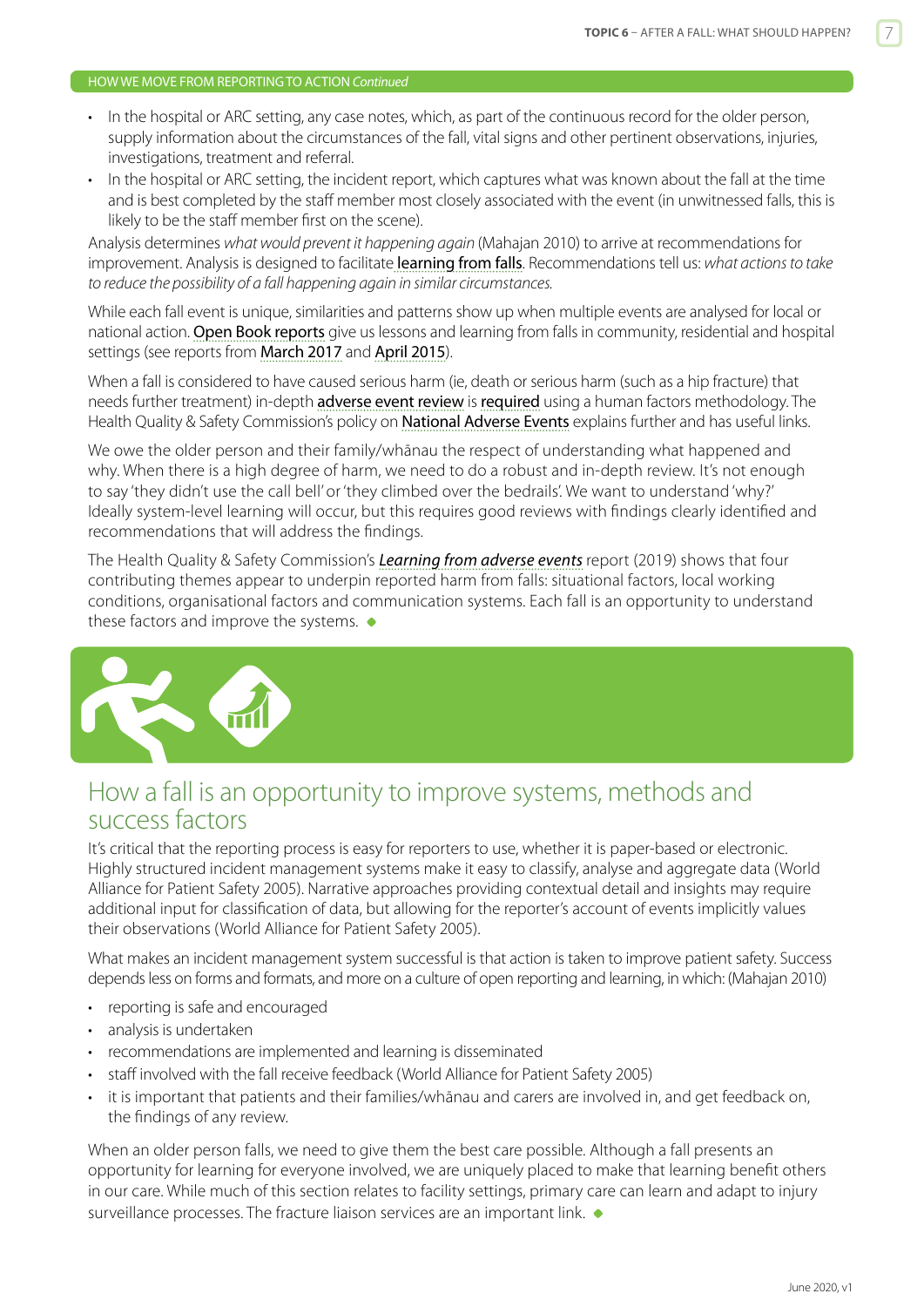HOW WE MOVE FROM REPORTING TO ACTION *Continued*

- In the hospital or ARC setting, any case notes, which, as part of the continuous record for the older person, supply information about the circumstances of the fall, vital signs and other pertinent observations, injuries, investigations, treatment and referral.
- In the hospital or ARC setting, the incident report, which captures what was known about the fall at the time and is best completed by the staff member most closely associated with the event (in unwitnessed falls, this is likely to be the staff member first on the scene).

Analysis determines *what would prevent it happening again* (Mahajan 2010) to arrive at recommendations for improvement. Analysis is designed to facilitate learning from falls. Recommendations tell us: *what actions to take to reduce the possibility of a fall happening again in similar circumstances.*

While each fall event is unique, similarities and patterns show up when multiple events are analysed for local or national action. Open Book reports give us lessons and learning from falls in community, residential and hospital settings (see reports from March 2017 and April 2015).

When a fall is considered to have caused serious harm (ie, death or serious harm (such as a hip fracture) that needs further treatment) in-depth adverse event review is required using a human factors methodology. The Health Quality & Safety Commission's policy on National Adverse Events explains further and has useful links.

We owe the older person and their family/whānau the respect of understanding what happened and why. When there is a high degree of harm, we need to do a robust and in-depth review. It's not enough to say 'they didn't use the call bell' or 'they climbed over the bedrails'. We want to understand 'why?' Ideally system-level learning will occur, but this requires good reviews with findings clearly identified and recommendations that will address the findings.

The Health Quality & Safety Commission's *Learning from adverse events* report (2019) shows that four contributing themes appear to underpin reported harm from falls: situational factors, local working conditions, organisational factors and communication systems. Each fall is an opportunity to understand these factors and improve the systems.

## How a fall is an opportunity to improve systems, methods and success factors

It's critical that the reporting process is easy for reporters to use, whether it is paper-based or electronic. Highly structured incident management systems make it easy to classify, analyse and aggregate data (World Alliance for Patient Safety 2005). Narrative approaches providing contextual detail and insights may require additional input for classification of data, but allowing for the reporter's account of events implicitly values their observations (World Alliance for Patient Safety 2005).

What makes an incident management system successful is that action is taken to improve patient safety. Success depends less on forms and formats, and more on a culture of open reporting and learning, in which: (Mahajan 2010)

- reporting is safe and encouraged
- analysis is undertaken
- recommendations are implemented and learning is disseminated
- staff involved with the fall receive feedback (World Alliance for Patient Safety 2005)
- it is important that patients and their families/whānau and carers are involved in, and get feedback on, the findings of any review.

When an older person falls, we need to give them the best care possible. Although a fall presents an opportunity for learning for everyone involved, we are uniquely placed to make that learning benefit others in our care. While much of this section relates to facility settings, primary care can learn and adapt to injury surveillance processes. The fracture liaison services are an important link.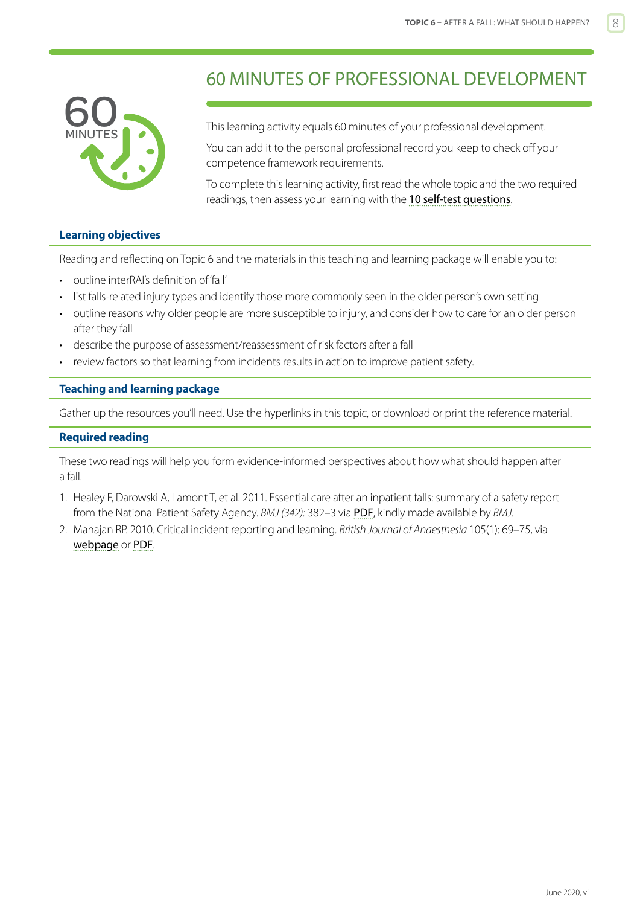# 60 MINUTES OF PROFESSIONAL DEVELOPMENT

This learning activity equals 60 minutes of your professional development.

You can add it to the personal professional record you keep to check off your competence framework requirements.

To complete this learning activity, first read the whole topic and the two required readings, then assess your learning with the 10 self-test questions.

## Learning objectives

Reading and reflecting on Topic 6 and the materials in this teaching and learning package will enable you to:

- outline interRAI's definition of 'fall'
- list falls-related injury types and identify those more commonly seen in the older person's own setting
- outline reasons why older people are more susceptible to injury, and consider how to care for an older person after they fall
- describe the purpose of assessment/reassessment of risk factors after a fall
- review factors so that learning from incidents results in action to improve patient safety.

## Teaching and learning package

Gather up the resources you'll need. Use the hyperlinks in this topic, or download or print the reference material.

## Required reading

These two readings will help you form evidence-informed perspectives about how what should happen after a fall.

1. Healey F, Darowski A, Lamont T, et al. 2011. Essential care after an inpatient falls: summary of a safety report from the National Patient Safety Agency. *BMJ (342):* 382–3 via PDF, kindly made available by *BMJ*.
2. Mahajan RP. 2010. Critical incident reporting and learning. *British Journal of Anaesthesia* 105(1): 69–75, via webpage or PDF.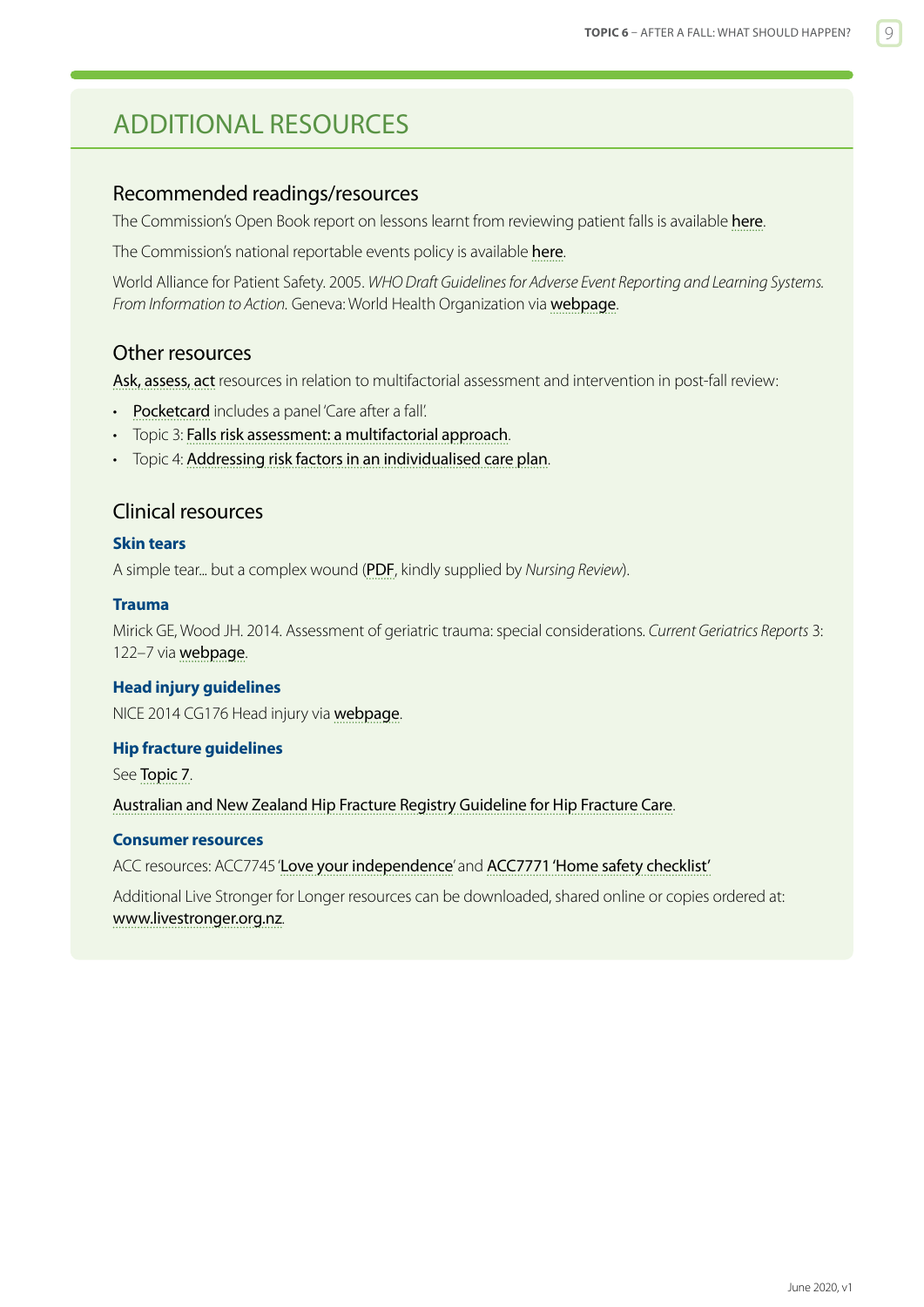## ADDITIONAL RESOURCES

### Recommended readings/resources

The Commission's Open Book report on lessons learnt from reviewing patient falls is available here.

The Commission's national reportable events policy is available here.

World Alliance for Patient Safety. 2005. *WHO Draft Guidelines for Adverse Event Reporting and Learning Systems. From Information to Action.* Geneva: World Health Organization via webpage.

### Other resources

Ask, assess, act resources in relation to multifactorial assessment and intervention in post-fall review:

- Pocketcard includes a panel 'Care after a fall'.
- Topic 3: Falls risk assessment: a multifactorial approach.
- Topic 4: Addressing risk factors in an individualised care plan.

### Clinical resources

**Skin tears**

A simple tear... but a complex wound (PDF, kindly supplied by *Nursing Review*).

**Trauma**

Mirick GE, Wood JH. 2014. Assessment of geriatric trauma: special considerations. *Current Geriatrics Reports* 3: 122–7 via webpage.

**Head injury guidelines**

NICE 2014 CG176 Head injury via webpage.

**Hip fracture guidelines**

See Topic 7.

Australian and New Zealand Hip Fracture Registry Guideline for Hip Fracture Care.

**Consumer resources**

ACC resources: ACC7745 'Love your independence' and ACC7771 'Home safety checklist'

Additional Live Stronger for Longer resources can be downloaded, shared online or copies ordered at: www.livestronger.org.nz.

June 2020, v1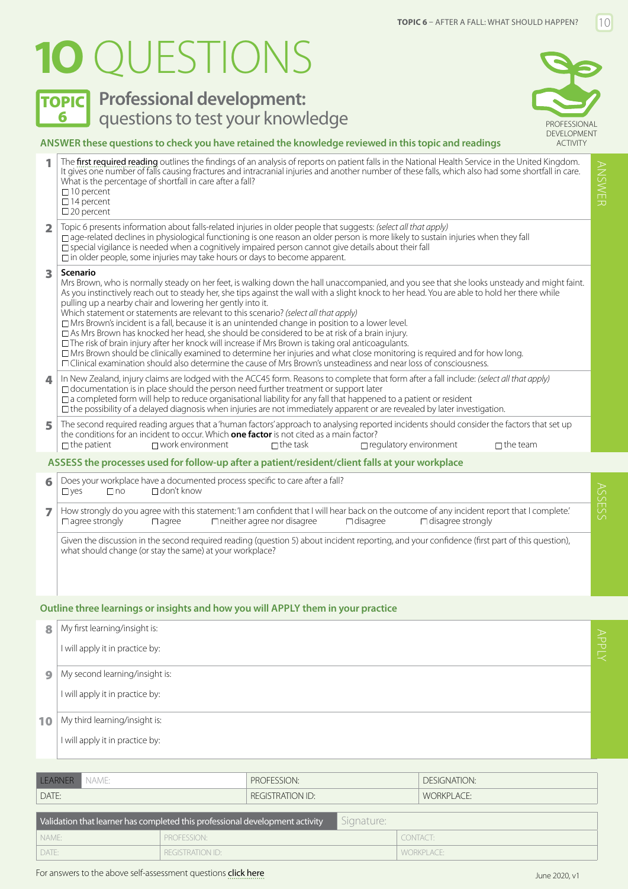# 10 QUESTIONS

## TOPIC 6 Professional development: questions to test your knowledge

PROFESSIONAL DEVELOPMENT ACTIVITY

### ANSWER these questions to check you have retained the knowledge reviewed in this topic and readings

**1** The first required reading outlines the findings of an analysis of reports on patient falls in the National Health Service in the United Kingdom. It gives one number of falls causing fractures and intracranial injuries and another number of these falls, which also had some shortfall in care. What is the percentage of shortfall in care after a fall?

- ☐ 10 percent
- ☐ 14 percent
- ☐ 20 percent

**2** Topic 6 presents information about falls-related injuries in older people that suggests: *(select all that apply)*

- ☐ age-related declines in physiological functioning is one reason an older person is more likely to sustain injuries when they fall
- ☐ special vigilance is needed when a cognitively impaired person cannot give details about their fall
- ☐ in older people, some injuries may take hours or days to become apparent.

**3** **Scenario**

Mrs Brown, who is normally steady on her feet, is walking down the hall unaccompanied, and you see that she looks unsteady and might faint. As you instinctively reach out to steady her, she tips against the wall with a slight knock to her head. You are able to hold her there while pulling up a nearby chair and lowering her gently into it.

Which statement or statements are relevant to this scenario? *(select all that apply)*

- ☐ Mrs Brown's incident is a fall, because it is an unintended change in position to a lower level.
- ☐ As Mrs Brown has knocked her head, she should be considered to be at risk of a brain injury.
- ☐ The risk of brain injury after her knock will increase if Mrs Brown is taking oral anticoagulants.
- ☐ Mrs Brown should be clinically examined to determine her injuries and what close monitoring is required and for how long.
- ☐ Clinical examination should also determine the cause of Mrs Brown's unsteadiness and near loss of consciousness.

**4** In New Zealand, injury claims are lodged with the ACC45 form. Reasons to complete that form after a fall include: *(select all that apply)*

- ☐ documentation is in place should the person need further treatment or support later
- ☐ a completed form will help to reduce organisational liability for any fall that happened to a patient or resident
- ☐ the possibility of a delayed diagnosis when injuries are not immediately apparent or are revealed by later investigation.

**5** The second required reading argues that a 'human factors' approach to analysing reported incidents should consider the factors that set up the conditions for an incident to occur. Which **one factor** is not cited as a main factor?

☐ the patient ☐ work environment ☐ the task ☐ regulatory environment ☐ the team

### ASSESS the processes used for follow-up after a patient/resident/client falls at your workplace

**6** Does your workplace have a documented process specific to care after a fall?

☐ yes ☐ no ☐ don't know

**7** How strongly do you agree with this statement: 'I am confident that I will hear back on the outcome of any incident report that I complete.'

☐ agree strongly ☐ agree ☐ neither agree nor disagree ☐ disagree ☐ disagree strongly

Given the discussion in the second required reading (question 5) about incident reporting, and your confidence (first part of this question), what should change (or stay the same) at your workplace?

### Outline three learnings or insights and how you will APPLY them in your practice

**8** My first learning/insight is:

I will apply it in practice by:

**9** My second learning/insight is:

I will apply it in practice by:

**10** My third learning/insight is:

I will apply it in practice by:

| LEARNER NAME: | PROFESSION: | DESIGNATION: |
|---|---|---|
| DATE: | REGISTRATION ID: | WORKPLACE: |

| Validation that learner has completed this professional development activity | | Signature: |
|---|---|---|
| NAME: | PROFESSION: | CONTACT: |
| DATE: | REGISTRATION ID: | WORKPLACE: |

For answers to the above self-assessment questions click here

June 2020, v1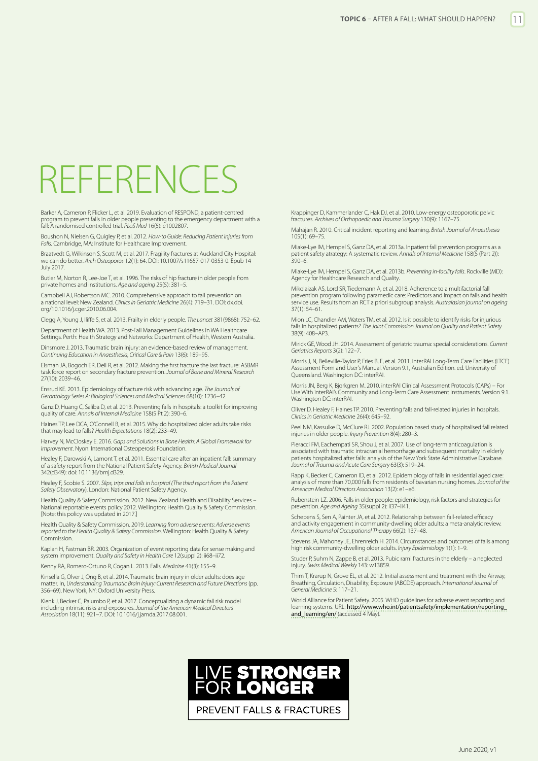# REFERENCES

Barker A, Cameron P, Flicker L, et al. 2019. Evaluation of RESPOND, a patient-centred program to prevent falls in older people presenting to the emergency department with a fall: A randomised controlled trial. *PLoS Med* 16(5): e1002807.

Boushon N, Nielsen G, Quigley P, et al. 2012. *How-to Guide: Reducing Patient Injuries from Falls*. Cambridge, MA: Institute for Healthcare Improvement.

Braatvedt G, Wilkinson S, Scott M, et al. 2017. Fragility fractures at Auckland City Hospital: we can do better. *Arch Osteoporos* 12(1): 64. DOI: 10.1007/s11657-017-0353-0. Epub 14 July 2017.

Butler M, Norton R, Lee-Joe T, et al. 1996. The risks of hip fracture in older people from private homes and institutions. *Age and ageing* 25(5): 381–5.

Campbell AJ, Robertson MC. 2010. Comprehensive approach to fall prevention on a national level: New Zealand. *Clinics in Geriatric Medicine* 26(4): 719–31. DOI: dx.doi.org/10.1016/j.cger.2010.06.004.

Clegg A, Young J, Iliffe S, et al. 2013. Frailty in elderly people. *The Lancet* 381(9868): 752–62.

Department of Health WA. 2013. Post-Fall Management Guidelines in WA Healthcare Settings. Perth: Health Strategy and Networks: Department of Health, Western Australia.

Dinsmore J. 2013. Traumatic brain injury: an evidence-based review of management. *Continuing Education in Anaesthesia, Critical Care & Pain* 13(6): 189–95.

Eisman JA, Bogoch ER, Dell R, et al. 2012. Making the first fracture the last fracture: ASBMR task force report on secondary fracture prevention. *Journal of Bone and Mineral Research* 27(10): 2039–46.

Ensrud KE. 2013. Epidemiology of fracture risk with advancing age. *The Journals of Gerontology Series A: Biological Sciences and Medical Sciences* 68(10): 1236–42.

Ganz D, Huang C, Saliba D, et al. 2013. Preventing falls in hospitals: a toolkit for improving quality of care. *Annals of Internal Medicine* 158(5 Pt 2): 390–6.

Haines TP, Lee DCA, O'Connell B, et al. 2015. Why do hospitalized older adults take risks that may lead to falls? *Health Expectations* 18(2): 233–49.

Harvey N, McCloskey E. 2016. *Gaps and Solutions in Bone Health: A Global Framework for Improvement*. Nyon: International Osteoperosis Foundation.

Healey F, Darowski A, Lamont T, et al. 2011. Essential care after an inpatient fall: summary of a safety report from the National Patient Safety Agency. *British Medical Journal* 342(d349): doi: 10.1136/bmj.d329.

Healey F, Scobie S. 2007. *Slips, trips and falls in hospital (The third report from the Patient Safety Observatory)*. London: National Patient Safety Agency.

Health Quality & Safety Commission. 2012. New Zealand Health and Disability Services – National reportable events policy 2012. Wellington: Health Quality & Safety Commission. [Note: this policy was updated in 2017.]

Health Quality & Safety Commission. 2019. *Learning from adverse events: Adverse events reported to the Health Quality & Safety Commission*. Wellington: Health Quality & Safety Commission.

Kaplan H, Fastman BR. 2003. Organization of event reporting data for sense making and system improvement. *Quality and Safety in Health Care* 12(suppl 2): ii68–ii72.

Kenny RA, Romero-Ortuno R, Cogan L. 2013. Falls. *Medicine* 41(3): 155–9.

Kinsella G, Olver J, Ong B, et al. 2014. Traumatic brain injury in older adults: does age matter. In, *Understanding Traumatic Brain Injury: Current Research and Future Directions* (pp. 356–69). New York, NY: Oxford University Press.

Klenk J, Becker C, Palumbo P, et al. 2017. Conceptualizing a dynamic fall risk model including intrinsic risks and exposures. *Journal of the American Medical Directors Association* 18(11): 921–7. DOI: 10.1016/j.jamda.2017.08.001.

Krappinger D, Kammerlander C, Hak DJ, et al. 2010. Low-energy osteoporotic pelvic fractures. *Archives of Orthopaedic and Trauma Surgery* 130(9): 1167–75.

Mahajan R. 2010. Critical incident reporting and learning. *British Journal of Anaesthesia* 105(1): 69–75.

Miake-Lye IM, Hempel S, Ganz DA, et al. 2013a. Inpatient fall prevention programs as a patient safety atrategy: A systematic review. *Annals of Internal Medicine* 158(5 (Part 2)): 390–6.

Miake-Lye IM, Hempel S, Ganz DA, et al. 2013b. *Preventing in-facility falls*. Rockville (MD): Agency for Healthcare Research and Quality.

Mikolaizak AS, Lord SR, Tiedemann A, et al. 2018. Adherence to a multifactorial fall prevention program following paramedic care: Predictors and impact on falls and health service use. Results from an RCT a priori subgroup analysis. *Australasian journal on ageing* 37(1): 54–61.

Mion LC, Chandler AM, Waters TM, et al. 2012. Is it possible to identify risks for injurious falls in hospitalized patients? *The Joint Commission Journal on Quality and Patient Safety* 38(9): 408–AP3.

Mirick GE, Wood JH. 2014. Assessment of geriatric trauma: special considerations. *Current Geriatrics Reports* 3(2): 122–7.

Morris J, N, Belleville-Taylor P, Fries B, E, et al. 2011. interRAI Long-Term Care Facilities (LTCF) Assessment Form and User's Manual. Version 9.1, Australian Edition. ed. University of Queensland. Washington DC: interRAI.

Morris JN, Berg K, Bjorkgren M. 2010. interRAI Clinical Assessment Protocols (CAPs) – For Use With interRAI's Community and Long-Term Care Assessment Instruments. Version 9.1. Washington DC: interRAI.

Oliver D, Healey F, Haines TP. 2010. Preventing falls and fall-related injuries in hospitals. *Clinics in Geriatric Medicine* 26(4): 645–92.

Peel NM, Kassulke D, McClure RJ. 2002. Population based study of hospitalised fall related injuries in older people. *Injury Prevention* 8(4): 280–3.

Pieracci FM, Eachempati SR, Shou J, et al. 2007. Use of long-term anticoagulation is associated with traumatic intracranial hemorrhage and subsequent mortality in elderly patients hospitalized after falls: analysis of the New York State Administrative Database. *Journal of Trauma and Acute Care Surgery* 63(3): 519–24.

Rapp K, Becker C, Cameron ID, et al. 2012. Epidemiology of falls in residential aged care: analysis of more than 70,000 falls from residents of bavarian nursing homes. *Journal of the American Medical Directors Association* 13(2): e1–e6.

Rubenstein LZ. 2006. Falls in older people: epidemiology, risk factors and strategies for prevention. *Age and Ageing* 35(suppl 2): ii37–ii41.

Schepens S, Sen A, Painter JA, et al. 2012. Relationship between fall-related efficacy and activity engagement in community-dwelling older adults: a meta-analytic review. *American Journal of Occupational Therapy* 66(2): 137–48.

Stevens JA, Mahoney JE, Ehrenreich H. 2014. Circumstances and outcomes of falls among high risk community-dwelling older adults. *Injury Epidemiology* 1(1): 1–9.

Studer P, Suhm N, Zappe B, et al. 2013. Pubic rami fractures in the elderly – a neglected injury. *Swiss Medical Weekly* 143: w13859.

Thim T, Krarup N, Grove EL, et al. 2012. Initial assessment and treatment with the Airway, Breathing, Circulation, Disability, Exposure (ABCDE) approach. *International Journal of General Medicine* 5: 117–21.

World Alliance for Patient Safety. 2005. WHO guidelines for adverse event reporting and learning systems. URL: http://www.who.int/patientsafety/implementation/reporting_and_learning/en/ (accessed 4 May).

LIVE **STRONGER** FOR **LONGER**

PREVENT FALLS & FRACTURES

June 2020, v1